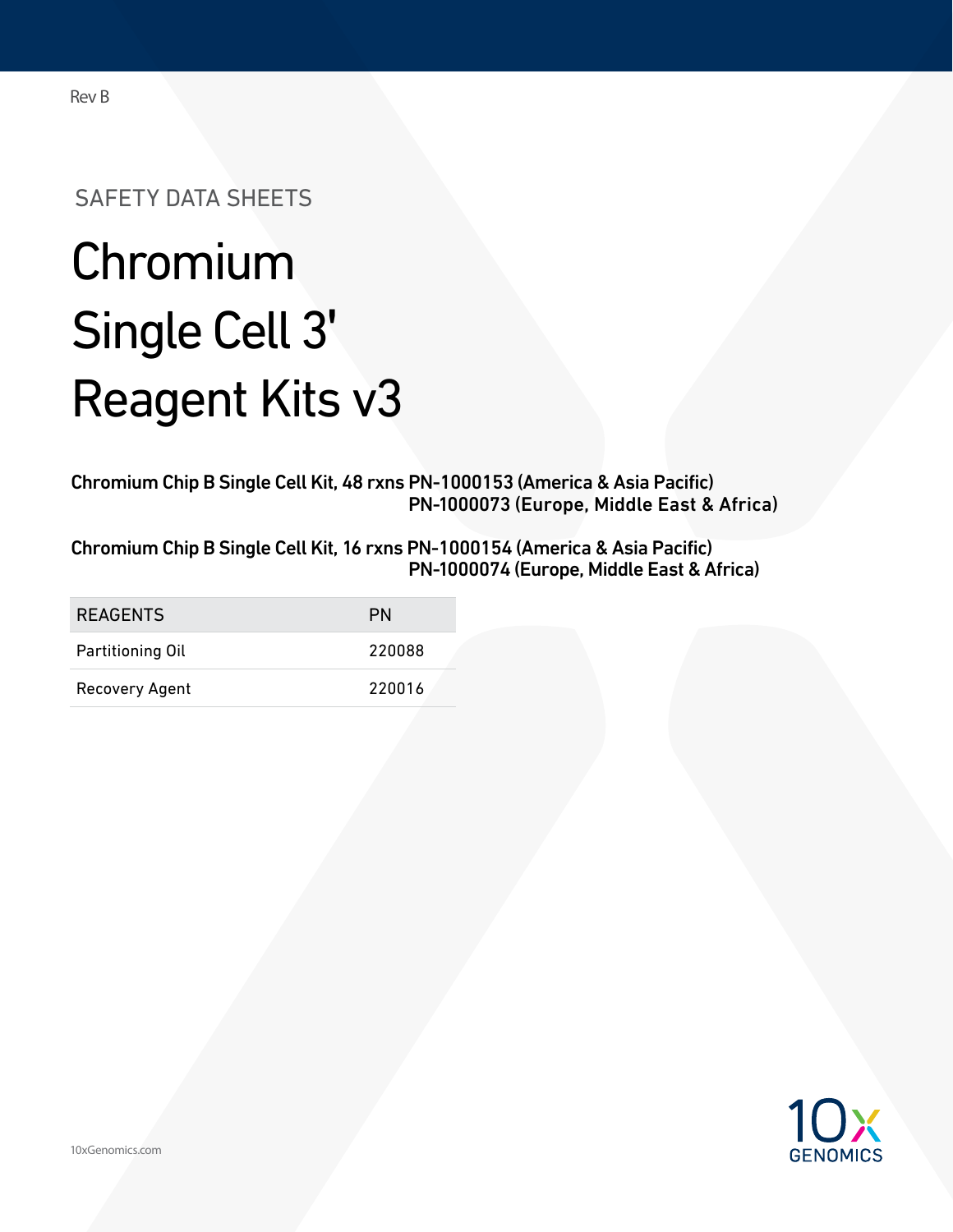Rev B

SAFETY DATA SHEETS

# Chromium Single Cell 3' Reagent Kits v3

**Chromium Chip B Single Cell Kit, 48 rxns PN-1000153 (America & Asia Pacific)**
**PN-1000073 (Europe, Middle East & Africa)**

**Chromium Chip B Single Cell Kit, 16 rxns PN-1000154 (America & Asia Pacific)**
**PN-1000074 (Europe, Middle East & Africa)**

| REAGENTS | PN |
|---|---|
| Partitioning Oil | 220088 |
| Recovery Agent | 220016 |

10xGenomics.com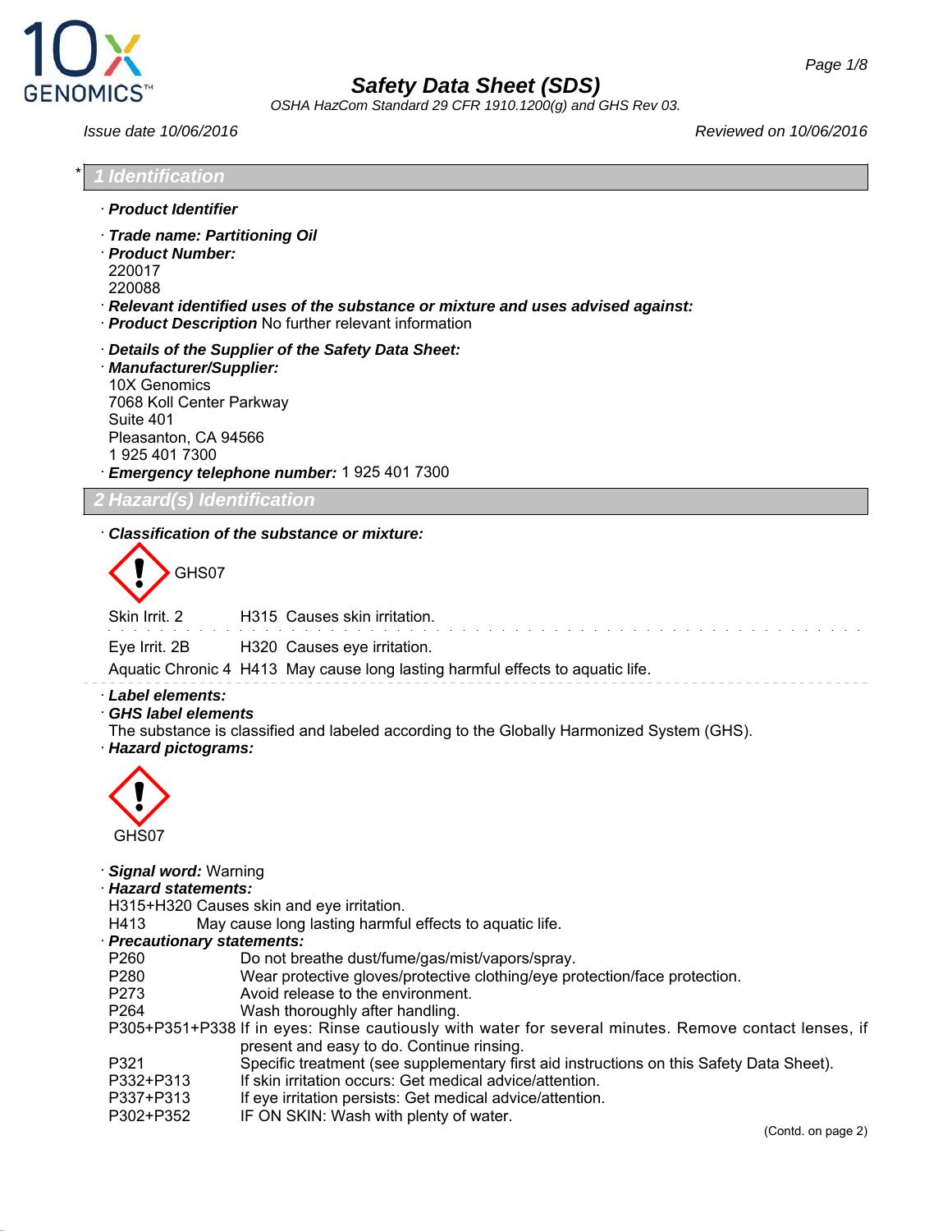# Safety Data Sheet (SDS)

*OSHA HazCom Standard 29 CFR 1910.1200(g) and GHS Rev 03.*

*Issue date 10/06/2016* *Reviewed on 10/06/2016*

## * 1 Identification

· **Product Identifier**

· **Trade name: Partitioning Oil**

· **Product Number:**
220017
220088

· **Relevant identified uses of the substance or mixture and uses advised against:**

· **Product Description** No further relevant information

· **Details of the Supplier of the Safety Data Sheet:**

· **Manufacturer/Supplier:**
10X Genomics
7068 Koll Center Parkway
Suite 401
Pleasanton, CA 94566
1 925 401 7300

· **Emergency telephone number:** 1 925 401 7300

## 2 Hazard(s) Identification

· **Classification of the substance or mixture:**

GHS07

| | | |
|---|---|---|
| Skin Irrit. 2 | H315 | Causes skin irritation. |
| Eye Irrit. 2B | H320 | Causes eye irritation. |
| Aquatic Chronic 4 | H413 | May cause long lasting harmful effects to aquatic life. |

· **Label elements:**

· **GHS label elements**
The substance is classified and labeled according to the Globally Harmonized System (GHS).

· **Hazard pictograms:**

GHS07

· **Signal word:** Warning

· **Hazard statements:**
H315+H320 Causes skin and eye irritation.
H413 May cause long lasting harmful effects to aquatic life.

· **Precautionary statements:**

| | |
|---|---|
| P260 | Do not breathe dust/fume/gas/mist/vapors/spray. |
| P280 | Wear protective gloves/protective clothing/eye protection/face protection. |
| P273 | Avoid release to the environment. |
| P264 | Wash thoroughly after handling. |
| P305+P351+P338 | If in eyes: Rinse cautiously with water for several minutes. Remove contact lenses, if present and easy to do. Continue rinsing. |
| P321 | Specific treatment (see supplementary first aid instructions on this Safety Data Sheet). |
| P332+P313 | If skin irritation occurs: Get medical advice/attention. |
| P337+P313 | If eye irritation persists: Get medical advice/attention. |
| P302+P352 | IF ON SKIN: Wash with plenty of water. |

(Contd. on page 2)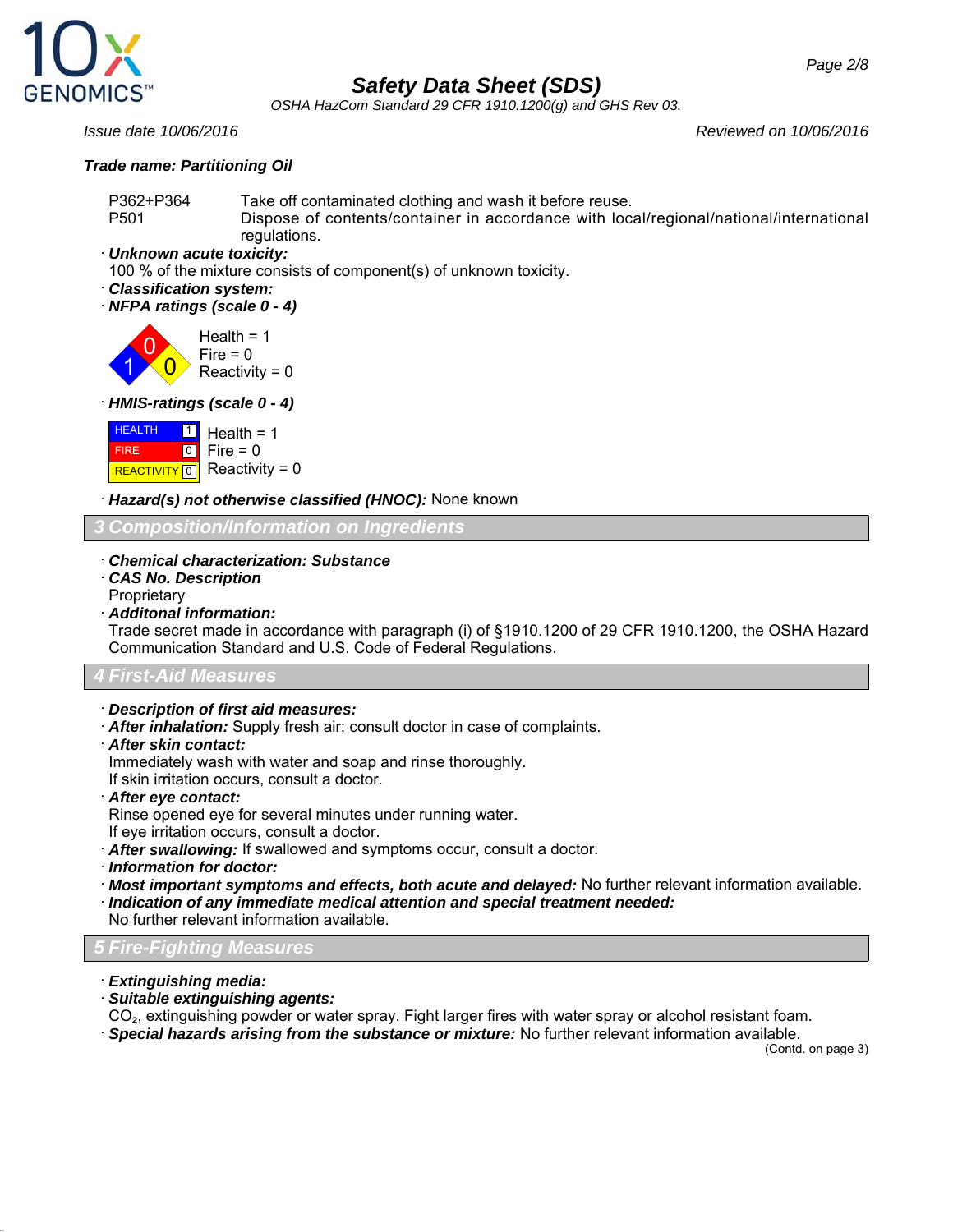**Trade name: Partitioning Oil**

| | |
|---|---|
| P362+P364 | Take off contaminated clothing and wash it before reuse. |
| P501 | Dispose of contents/container in accordance with local/regional/national/international regulations. |

· ***Unknown acute toxicity:***
100 % of the mixture consists of component(s) of unknown toxicity.
· ***Classification system:***
· ***NFPA ratings (scale 0 - 4)***

Health = 1
Fire = 0
Reactivity = 0

· ***HMIS-ratings (scale 0 - 4)***

| | | |
|---|---|---|
| HEALTH | 1 | Health = 1 |
| FIRE | 0 | Fire = 0 |
| REACTIVITY | 0 | Reactivity = 0 |

· ***Hazard(s) not otherwise classified (HNOC):*** None known

## 3 Composition/Information on Ingredients

· ***Chemical characterization: Substance***
· ***CAS No. Description***
Proprietary
· ***Additonal information:***
Trade secret made in accordance with paragraph (i) of §1910.1200 of 29 CFR 1910.1200, the OSHA Hazard Communication Standard and U.S. Code of Federal Regulations.

## 4 First-Aid Measures

· ***Description of first aid measures:***
· ***After inhalation:*** Supply fresh air; consult doctor in case of complaints.
· ***After skin contact:***
Immediately wash with water and soap and rinse thoroughly.
If skin irritation occurs, consult a doctor.
· ***After eye contact:***
Rinse opened eye for several minutes under running water.
If eye irritation occurs, consult a doctor.
· ***After swallowing:*** If swallowed and symptoms occur, consult a doctor.
· ***Information for doctor:***
· ***Most important symptoms and effects, both acute and delayed:*** No further relevant information available.
· ***Indication of any immediate medical attention and special treatment needed:***
No further relevant information available.

## 5 Fire-Fighting Measures

· ***Extinguishing media:***
· ***Suitable extinguishing agents:***
$CO_2$, extinguishing powder or water spray. Fight larger fires with water spray or alcohol resistant foam.
· ***Special hazards arising from the substance or mixture:*** No further relevant information available.

(Contd. on page 3)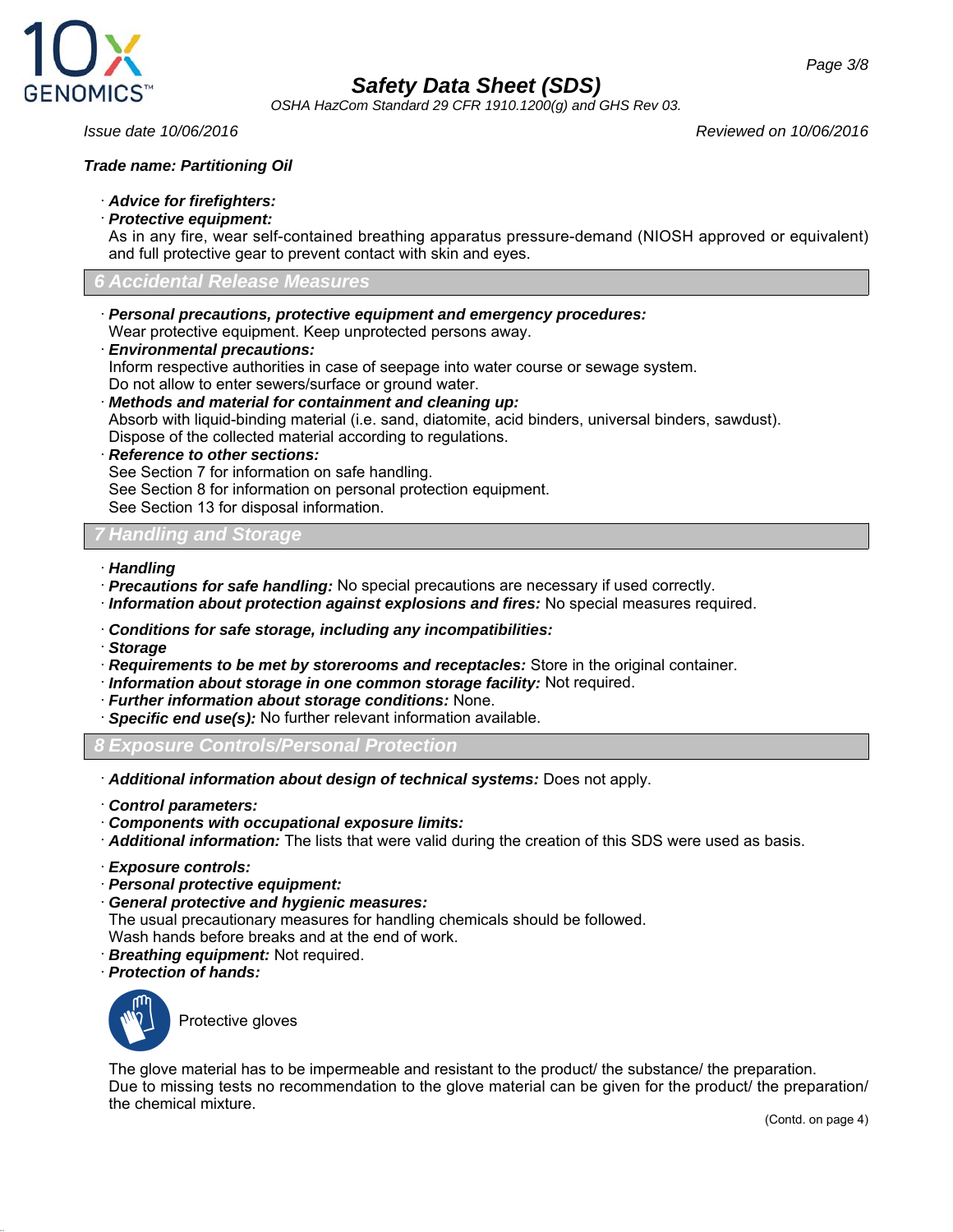**Trade name: Partitioning Oil**

· ***Advice for firefighters:***
· ***Protective equipment:***
As in any fire, wear self-contained breathing apparatus pressure-demand (NIOSH approved or equivalent) and full protective gear to prevent contact with skin and eyes.

## 6 Accidental Release Measures

· ***Personal precautions, protective equipment and emergency procedures:***
Wear protective equipment. Keep unprotected persons away.
· ***Environmental precautions:***
Inform respective authorities in case of seepage into water course or sewage system.
Do not allow to enter sewers/surface or ground water.
· ***Methods and material for containment and cleaning up:***
Absorb with liquid-binding material (i.e. sand, diatomite, acid binders, universal binders, sawdust).
Dispose of the collected material according to regulations.
· ***Reference to other sections:***
See Section 7 for information on safe handling.
See Section 8 for information on personal protection equipment.
See Section 13 for disposal information.

## 7 Handling and Storage

· ***Handling***
· ***Precautions for safe handling:*** No special precautions are necessary if used correctly.
· ***Information about protection against explosions and fires:*** No special measures required.

· ***Conditions for safe storage, including any incompatibilities:***
· ***Storage***
· ***Requirements to be met by storerooms and receptacles:*** Store in the original container.
· ***Information about storage in one common storage facility:*** Not required.
· ***Further information about storage conditions:*** None.
· ***Specific end use(s):*** No further relevant information available.

## 8 Exposure Controls/Personal Protection

· ***Additional information about design of technical systems:*** Does not apply.

· ***Control parameters:***
· ***Components with occupational exposure limits:***
· ***Additional information:*** The lists that were valid during the creation of this SDS were used as basis.

· ***Exposure controls:***
· ***Personal protective equipment:***
· ***General protective and hygienic measures:***
The usual precautionary measures for handling chemicals should be followed.
Wash hands before breaks and at the end of work.
· ***Breathing equipment:*** Not required.
· ***Protection of hands:***

Protective gloves

The glove material has to be impermeable and resistant to the product/ the substance/ the preparation.
Due to missing tests no recommendation to the glove material can be given for the product/ the preparation/ the chemical mixture.

(Contd. on page 4)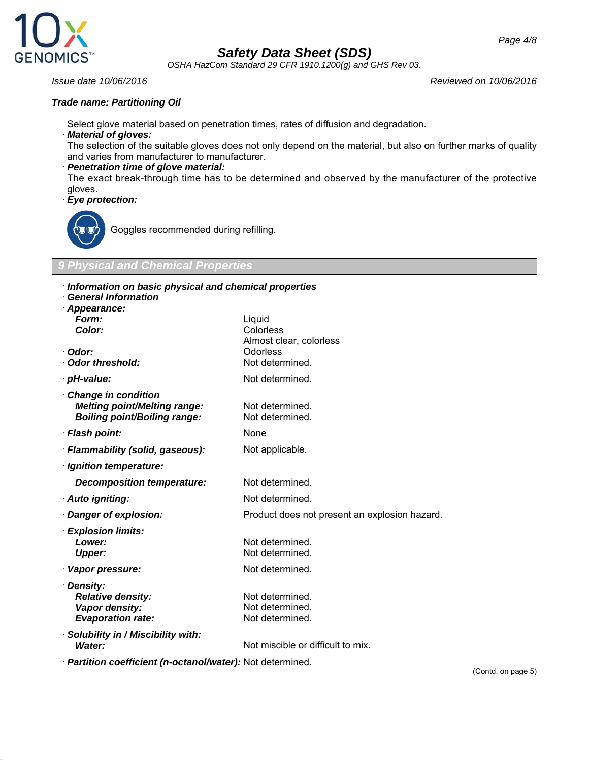**Trade name: Partitioning Oil**

Select glove material based on penetration times, rates of diffusion and degradation.

· ***Material of gloves:***
The selection of the suitable gloves does not only depend on the material, but also on further marks of quality and varies from manufacturer to manufacturer.

· ***Penetration time of glove material:***
The exact break-through time has to be determined and observed by the manufacturer of the protective gloves.

· ***Eye protection:***
Goggles recommended during refilling.

## 9 Physical and Chemical Properties

· ***Information on basic physical and chemical properties***
· ***General Information***
· ***Appearance:***

| | |
|---|---|
| ***Form:*** | Liquid |
| ***Color:*** | Colorless<br>Almost clear, colorless |
| · ***Odor:*** | Odorless |
| · ***Odor threshold:*** | Not determined. |
| · ***pH-value:*** | Not determined. |
| · ***Change in condition*** | |
| ***Melting point/Melting range:*** | Not determined. |
| ***Boiling point/Boiling range:*** | Not determined. |
| · ***Flash point:*** | None |
| · ***Flammability (solid, gaseous):*** | Not applicable. |
| · ***Ignition temperature:*** | |
| ***Decomposition temperature:*** | Not determined. |
| · ***Auto igniting:*** | Not determined. |
| · ***Danger of explosion:*** | Product does not present an explosion hazard. |
| · ***Explosion limits:*** | |
| ***Lower:*** | Not determined. |
| ***Upper:*** | Not determined. |
| · ***Vapor pressure:*** | Not determined. |
| · ***Density:*** | |
| ***Relative density:*** | Not determined. |
| ***Vapor density:*** | Not determined. |
| ***Evaporation rate:*** | Not determined. |
| · ***Solubility in / Miscibility with:*** | |
| ***Water:*** | Not miscible or difficult to mix. |
| · ***Partition coefficient (n-octanol/water):*** | Not determined. |

(Contd. on page 5)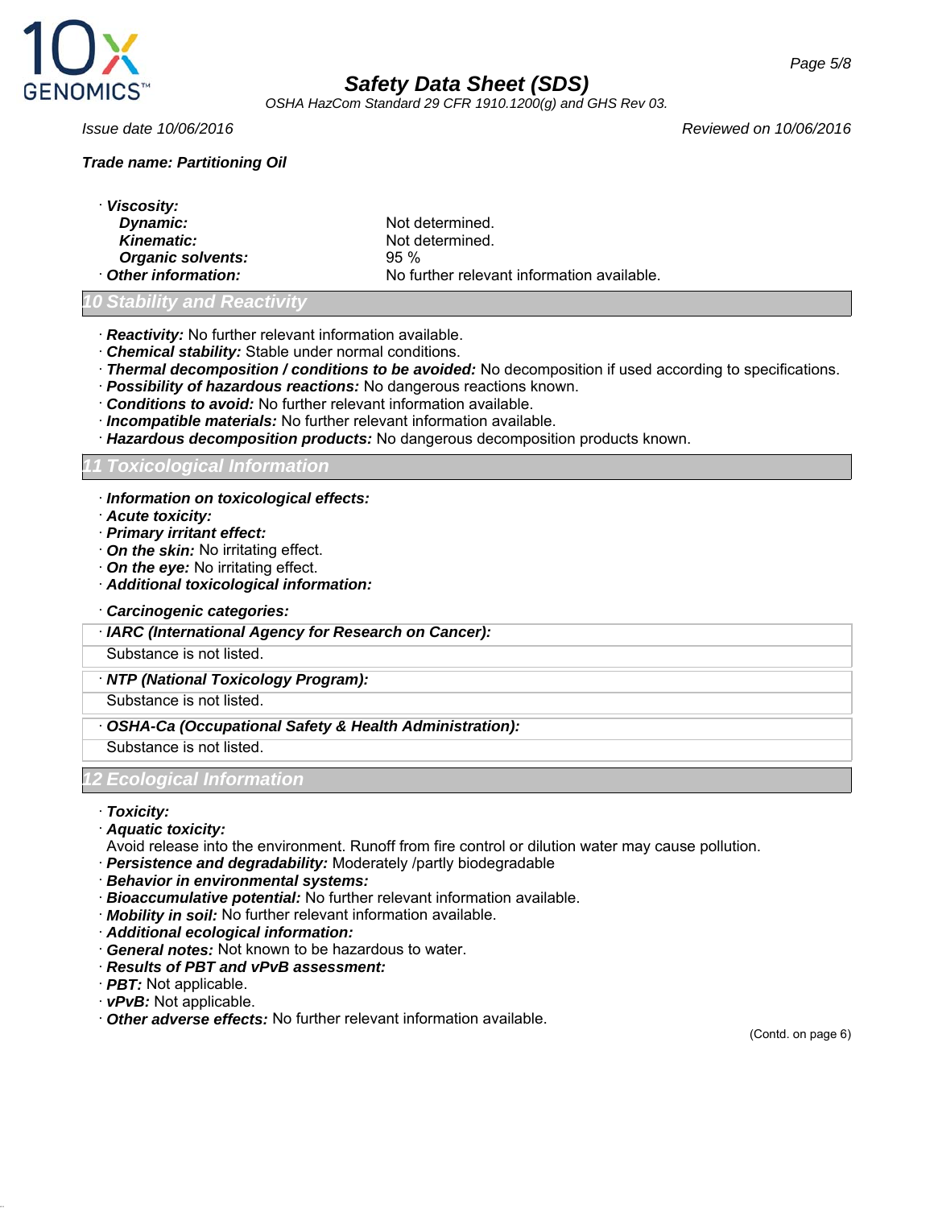**Trade name: Partitioning Oil**

· ***Viscosity:***

| | |
|---|---|
| ***Dynamic:*** | Not determined. |
| ***Kinematic:*** | Not determined. |
| ***Organic solvents:*** | 95 % |
| · ***Other information:*** | No further relevant information available. |

## 10 Stability and Reactivity

· ***Reactivity:*** No further relevant information available.
· ***Chemical stability:*** Stable under normal conditions.
· ***Thermal decomposition / conditions to be avoided:*** No decomposition if used according to specifications.
· ***Possibility of hazardous reactions:*** No dangerous reactions known.
· ***Conditions to avoid:*** No further relevant information available.
· ***Incompatible materials:*** No further relevant information available.
· ***Hazardous decomposition products:*** No dangerous decomposition products known.

## 11 Toxicological Information

· ***Information on toxicological effects:***
· ***Acute toxicity:***
· ***Primary irritant effect:***
· ***On the skin:*** No irritating effect.
· ***On the eye:*** No irritating effect.
· ***Additional toxicological information:***

· ***Carcinogenic categories:***

· ***IARC (International Agency for Research on Cancer):***
Substance is not listed.

· ***NTP (National Toxicology Program):***
Substance is not listed.

· ***OSHA-Ca (Occupational Safety & Health Administration):***
Substance is not listed.

## 12 Ecological Information

· ***Toxicity:***
· ***Aquatic toxicity:***
Avoid release into the environment. Runoff from fire control or dilution water may cause pollution.
· ***Persistence and degradability:*** Moderately /partly biodegradable
· ***Behavior in environmental systems:***
· ***Bioaccumulative potential:*** No further relevant information available.
· ***Mobility in soil:*** No further relevant information available.
· ***Additional ecological information:***
· ***General notes:*** Not known to be hazardous to water.
· ***Results of PBT and vPvB assessment:***
· ***PBT:*** Not applicable.
· ***vPvB:*** Not applicable.
· ***Other adverse effects:*** No further relevant information available.

(Contd. on page 6)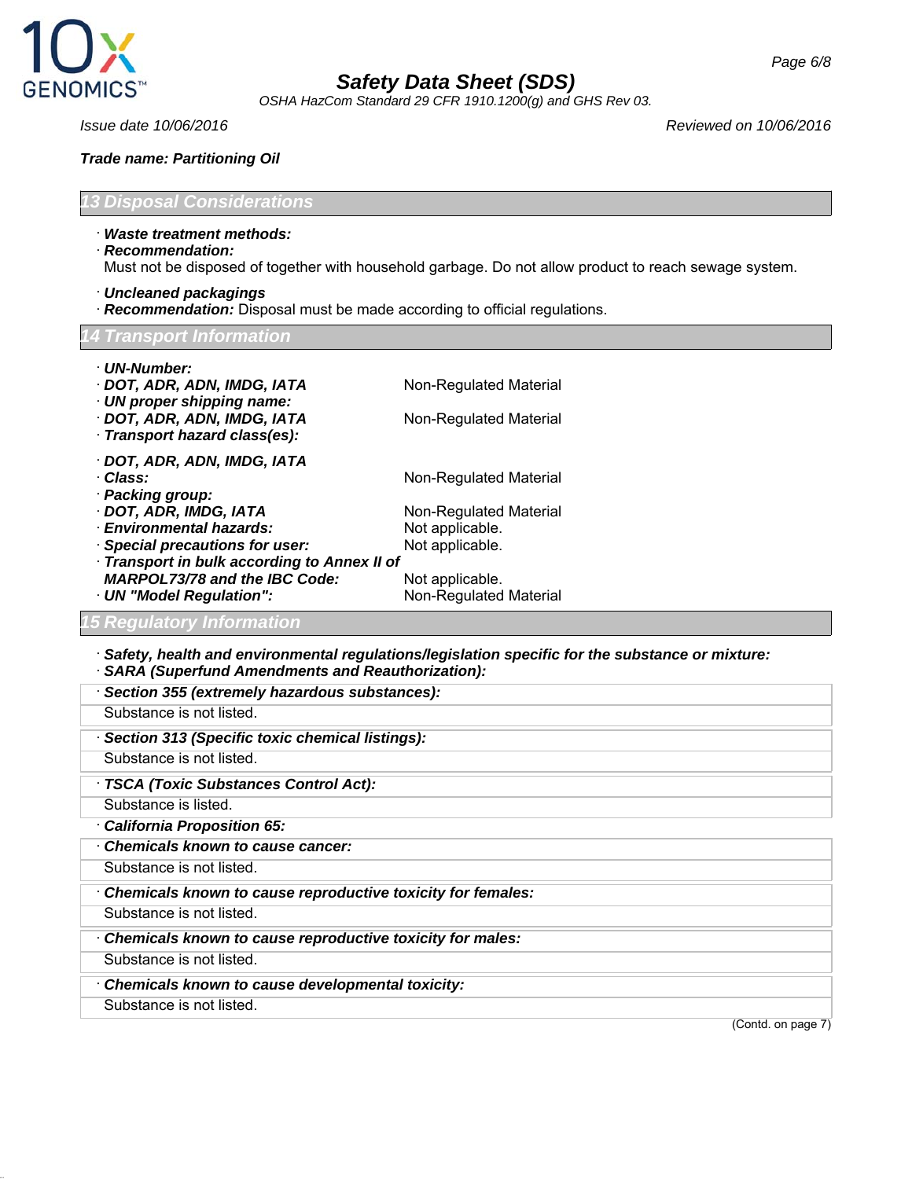Trade name: Partitioning Oil

## 13 Disposal Considerations

· **Waste treatment methods:**
· **Recommendation:**
Must not be disposed of together with household garbage. Do not allow product to reach sewage system.

· **Uncleaned packagings**
· **Recommendation:** Disposal must be made according to official regulations.

## 14 Transport Information

| | |
|---|---|
| · **UN-Number:** | |
| · **DOT, ADR, ADN, IMDG, IATA** | Non-Regulated Material |
| · **UN proper shipping name:** | |
| · **DOT, ADR, ADN, IMDG, IATA** | Non-Regulated Material |
| · **Transport hazard class(es):** | |
| · **DOT, ADR, ADN, IMDG, IATA** | |
| · **Class:** | Non-Regulated Material |
| · **Packing group:** | |
| · **DOT, ADR, IMDG, IATA** | Non-Regulated Material |
| · **Environmental hazards:** | Not applicable. |
| · **Special precautions for user:** | Not applicable. |
| · **Transport in bulk according to Annex II of MARPOL73/78 and the IBC Code:** | Not applicable. |
| · **UN "Model Regulation":** | Non-Regulated Material |

## 15 Regulatory Information

· **Safety, health and environmental regulations/legislation specific for the substance or mixture:**
· **SARA (Superfund Amendments and Reauthorization):**

· **Section 355 (extremely hazardous substances):**
Substance is not listed.

· **Section 313 (Specific toxic chemical listings):**
Substance is not listed.

· **TSCA (Toxic Substances Control Act):**
Substance is listed.

· **California Proposition 65:**

· **Chemicals known to cause cancer:**
Substance is not listed.

· **Chemicals known to cause reproductive toxicity for females:**
Substance is not listed.

· **Chemicals known to cause reproductive toxicity for males:**
Substance is not listed.

· **Chemicals known to cause developmental toxicity:**
Substance is not listed.

(Contd. on page 7)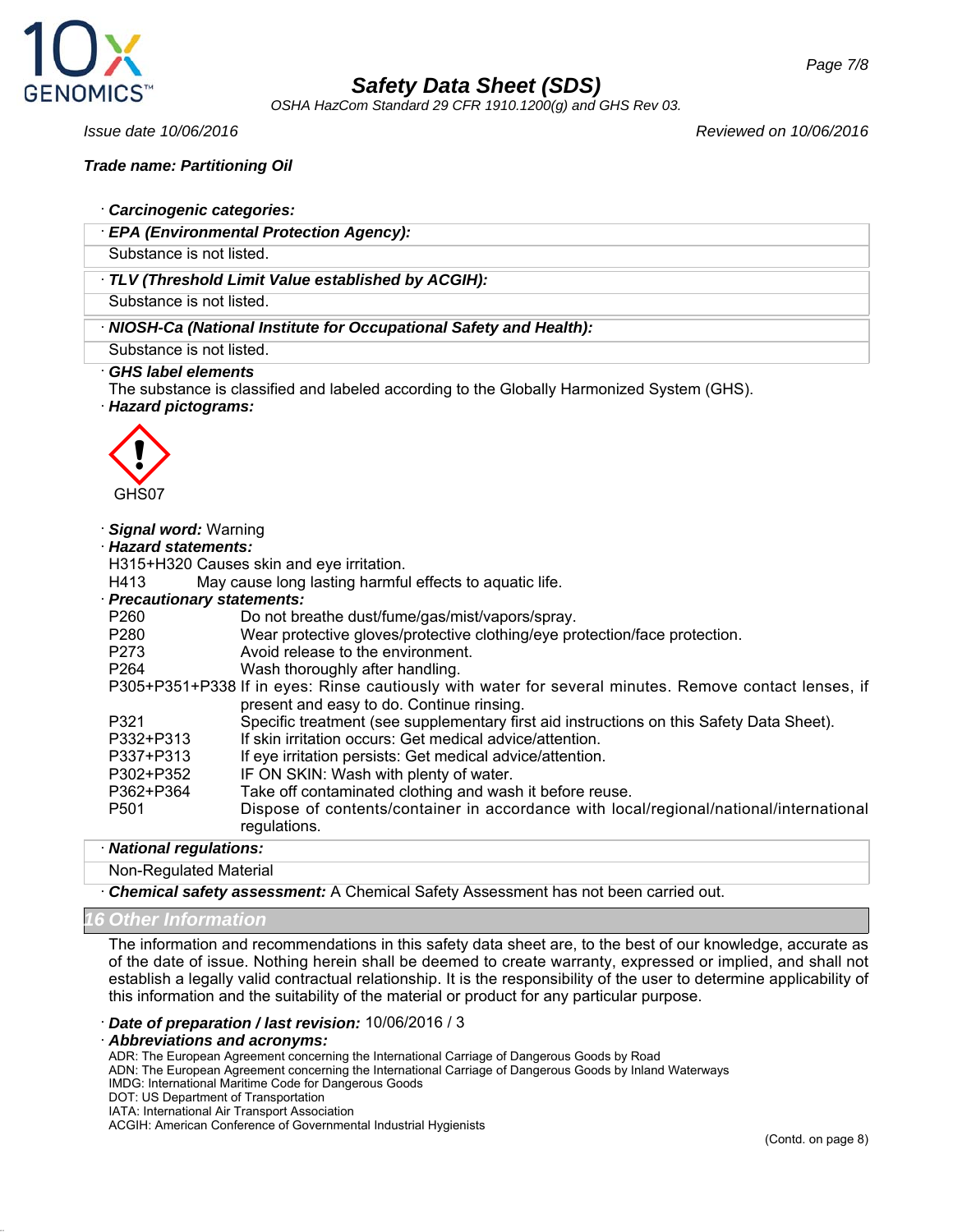Issue date 10/06/2016 Reviewed on 10/06/2016

**Trade name: Partitioning Oil**

· ***Carcinogenic categories:***

· ***EPA (Environmental Protection Agency):***

Substance is not listed.

· ***TLV (Threshold Limit Value established by ACGIH):***

Substance is not listed.

· ***NIOSH-Ca (National Institute for Occupational Safety and Health):***

Substance is not listed.

· ***GHS label elements***

The substance is classified and labeled according to the Globally Harmonized System (GHS).

· ***Hazard pictograms:***

GHS07

· ***Signal word:*** Warning

· ***Hazard statements:***

H315+H320 Causes skin and eye irritation.
H413 May cause long lasting harmful effects to aquatic life.

· ***Precautionary statements:***

| | |
|---|---|
| P260 | Do not breathe dust/fume/gas/mist/vapors/spray. |
| P280 | Wear protective gloves/protective clothing/eye protection/face protection. |
| P273 | Avoid release to the environment. |
| P264 | Wash thoroughly after handling. |
| P305+P351+P338 | If in eyes: Rinse cautiously with water for several minutes. Remove contact lenses, if present and easy to do. Continue rinsing. |
| P321 | Specific treatment (see supplementary first aid instructions on this Safety Data Sheet). |
| P332+P313 | If skin irritation occurs: Get medical advice/attention. |
| P337+P313 | If eye irritation persists: Get medical advice/attention. |
| P302+P352 | IF ON SKIN: Wash with plenty of water. |
| P362+P364 | Take off contaminated clothing and wash it before reuse. |
| P501 | Dispose of contents/container in accordance with local/regional/national/international regulations. |

· ***National regulations:***

Non-Regulated Material

· ***Chemical safety assessment:*** A Chemical Safety Assessment has not been carried out.

## 16 Other Information

The information and recommendations in this safety data sheet are, to the best of our knowledge, accurate as of the date of issue. Nothing herein shall be deemed to create warranty, expressed or implied, and shall not establish a legally valid contractual relationship. It is the responsibility of the user to determine applicability of this information and the suitability of the material or product for any particular purpose.

· ***Date of preparation / last revision:*** 10/06/2016 / 3

· ***Abbreviations and acronyms:***

ADR: The European Agreement concerning the International Carriage of Dangerous Goods by Road
ADN: The European Agreement concerning the International Carriage of Dangerous Goods by Inland Waterways
IMDG: International Maritime Code for Dangerous Goods
DOT: US Department of Transportation
IATA: International Air Transport Association
ACGIH: American Conference of Governmental Industrial Hygienists

(Contd. on page 8)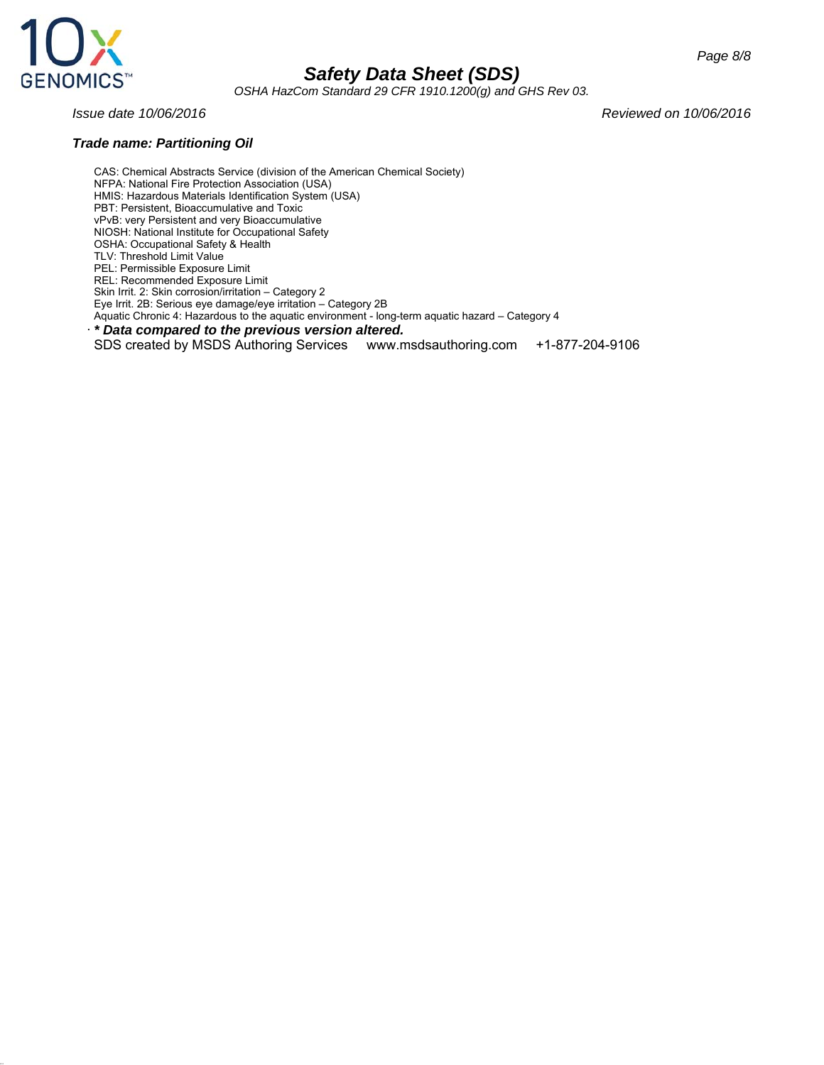**Trade name: Partitioning Oil**

CAS: Chemical Abstracts Service (division of the American Chemical Society)
NFPA: National Fire Protection Association (USA)
HMIS: Hazardous Materials Identification System (USA)
PBT: Persistent, Bioaccumulative and Toxic
vPvB: very Persistent and very Bioaccumulative
NIOSH: National Institute for Occupational Safety
OSHA: Occupational Safety & Health
TLV: Threshold Limit Value
PEL: Permissible Exposure Limit
REL: Recommended Exposure Limit
Skin Irrit. 2: Skin corrosion/irritation – Category 2
Eye Irrit. 2B: Serious eye damage/eye irritation – Category 2B
Aquatic Chronic 4: Hazardous to the aquatic environment - long-term aquatic hazard – Category 4

· ***\* Data compared to the previous version altered.***

SDS created by MSDS Authoring Services www.msdsauthoring.com +1-877-204-9106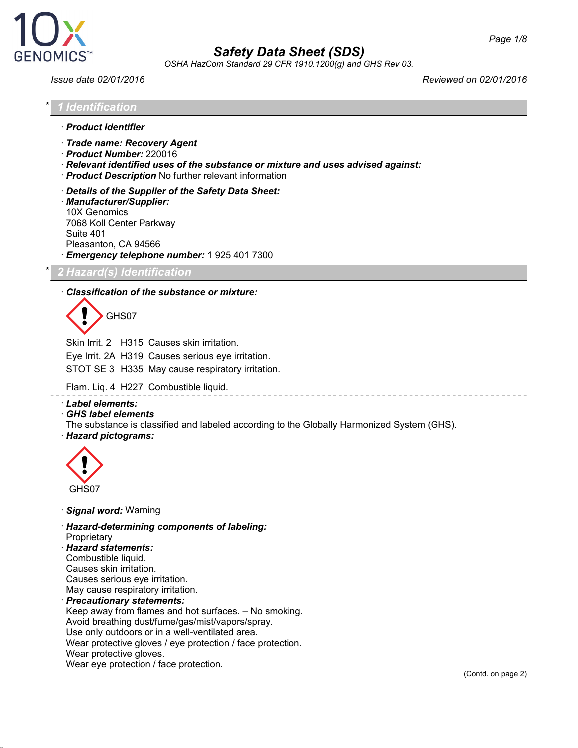# Safety Data Sheet (SDS)

OSHA HazCom Standard 29 CFR 1910.1200(g) and GHS Rev 03.

Issue date 02/01/2016 | Reviewed on 02/01/2016

## * 1 Identification

· **Product Identifier**

· **Trade name: Recovery Agent**
· **Product Number:** 220016
· **Relevant identified uses of the substance or mixture and uses advised against:**
· **Product Description** No further relevant information

· **Details of the Supplier of the Safety Data Sheet:**
· **Manufacturer/Supplier:**
10X Genomics
7068 Koll Center Parkway
Suite 401
Pleasanton, CA 94566
· **Emergency telephone number:** 1 925 401 7300

## * 2 Hazard(s) Identification

· **Classification of the substance or mixture:**

GHS07

Skin Irrit. 2 H315 Causes skin irritation.
Eye Irrit. 2A H319 Causes serious eye irritation.
STOT SE 3 H335 May cause respiratory irritation.

Flam. Liq. 4 H227 Combustible liquid.

· **Label elements:**
· **GHS label elements**
The substance is classified and labeled according to the Globally Harmonized System (GHS).
· **Hazard pictograms:**

GHS07

· **Signal word:** Warning

· **Hazard-determining components of labeling:**
Proprietary
· **Hazard statements:**
Combustible liquid.
Causes skin irritation.
Causes serious eye irritation.
May cause respiratory irritation.
· **Precautionary statements:**
Keep away from flames and hot surfaces. – No smoking.
Avoid breathing dust/fume/gas/mist/vapors/spray.
Use only outdoors or in a well-ventilated area.
Wear protective gloves / eye protection / face protection.
Wear protective gloves.
Wear eye protection / face protection.

(Contd. on page 2)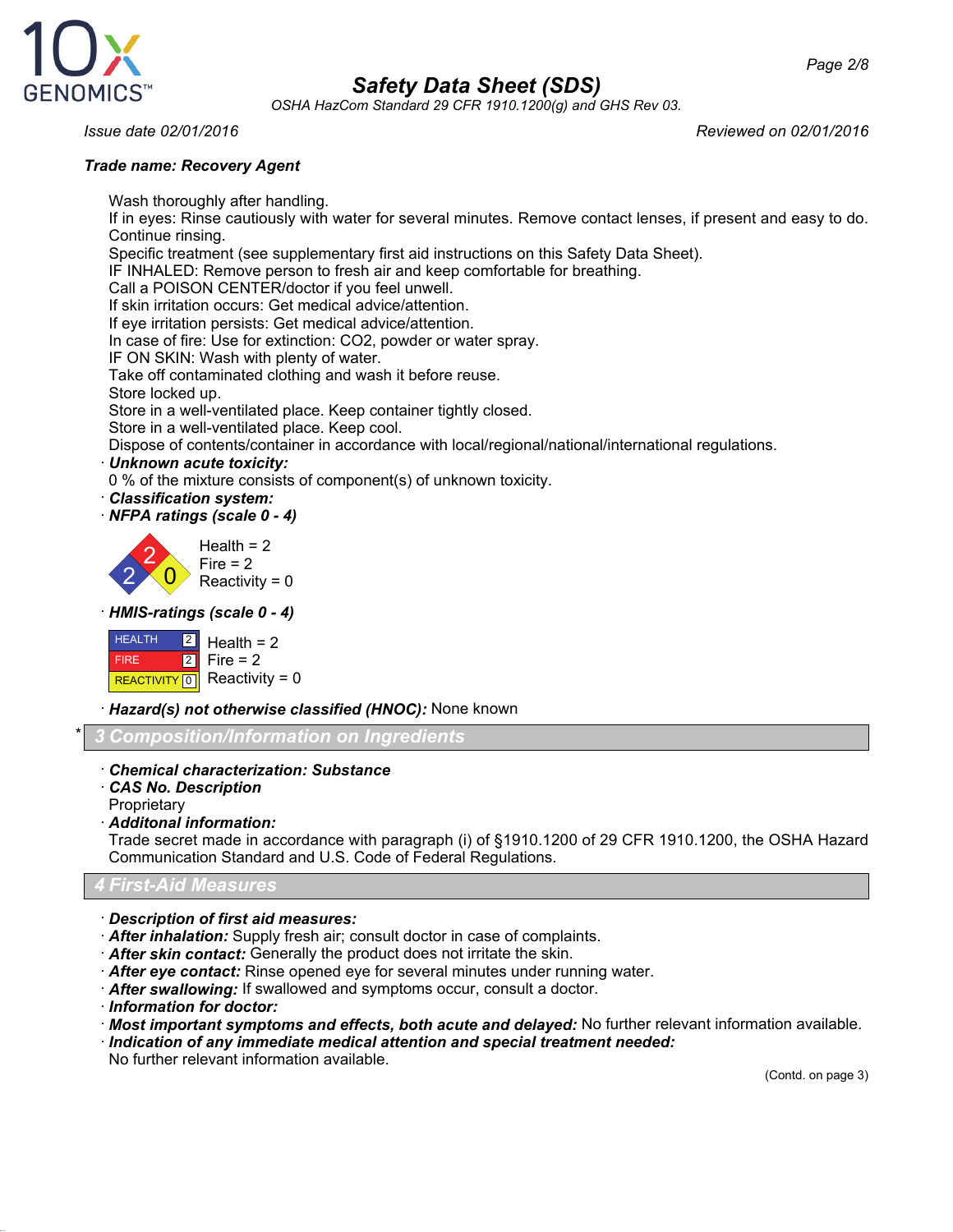**Trade name: Recovery Agent**

Wash thoroughly after handling.
If in eyes: Rinse cautiously with water for several minutes. Remove contact lenses, if present and easy to do. Continue rinsing.
Specific treatment (see supplementary first aid instructions on this Safety Data Sheet).
IF INHALED: Remove person to fresh air and keep comfortable for breathing.
Call a POISON CENTER/doctor if you feel unwell.
If skin irritation occurs: Get medical advice/attention.
If eye irritation persists: Get medical advice/attention.
In case of fire: Use for extinction: CO2, powder or water spray.
IF ON SKIN: Wash with plenty of water.
Take off contaminated clothing and wash it before reuse.
Store locked up.
Store in a well-ventilated place. Keep container tightly closed.
Store in a well-ventilated place. Keep cool.
Dispose of contents/container in accordance with local/regional/national/international regulations.

· ***Unknown acute toxicity:***
0 % of the mixture consists of component(s) of unknown toxicity.

· ***Classification system:***

· ***NFPA ratings (scale 0 - 4)***

Health = 2
Fire = 2
Reactivity = 0

· ***HMIS-ratings (scale 0 - 4)***

| | | |
|---|---|---|
| HEALTH | 2 | Health = 2 |
| FIRE | 2 | Fire = 2 |
| REACTIVITY | 0 | Reactivity = 0 |

· ***Hazard(s) not otherwise classified (HNOC):*** None known

## * 3 Composition/Information on Ingredients

· ***Chemical characterization: Substance***
· ***CAS No. Description***
Proprietary
· ***Additonal information:***
Trade secret made in accordance with paragraph (i) of §1910.1200 of 29 CFR 1910.1200, the OSHA Hazard Communication Standard and U.S. Code of Federal Regulations.

## 4 First-Aid Measures

· ***Description of first aid measures:***
· ***After inhalation:*** Supply fresh air; consult doctor in case of complaints.
· ***After skin contact:*** Generally the product does not irritate the skin.
· ***After eye contact:*** Rinse opened eye for several minutes under running water.
· ***After swallowing:*** If swallowed and symptoms occur, consult a doctor.
· ***Information for doctor:***
· ***Most important symptoms and effects, both acute and delayed:*** No further relevant information available.
· ***Indication of any immediate medical attention and special treatment needed:***
No further relevant information available.

(Contd. on page 3)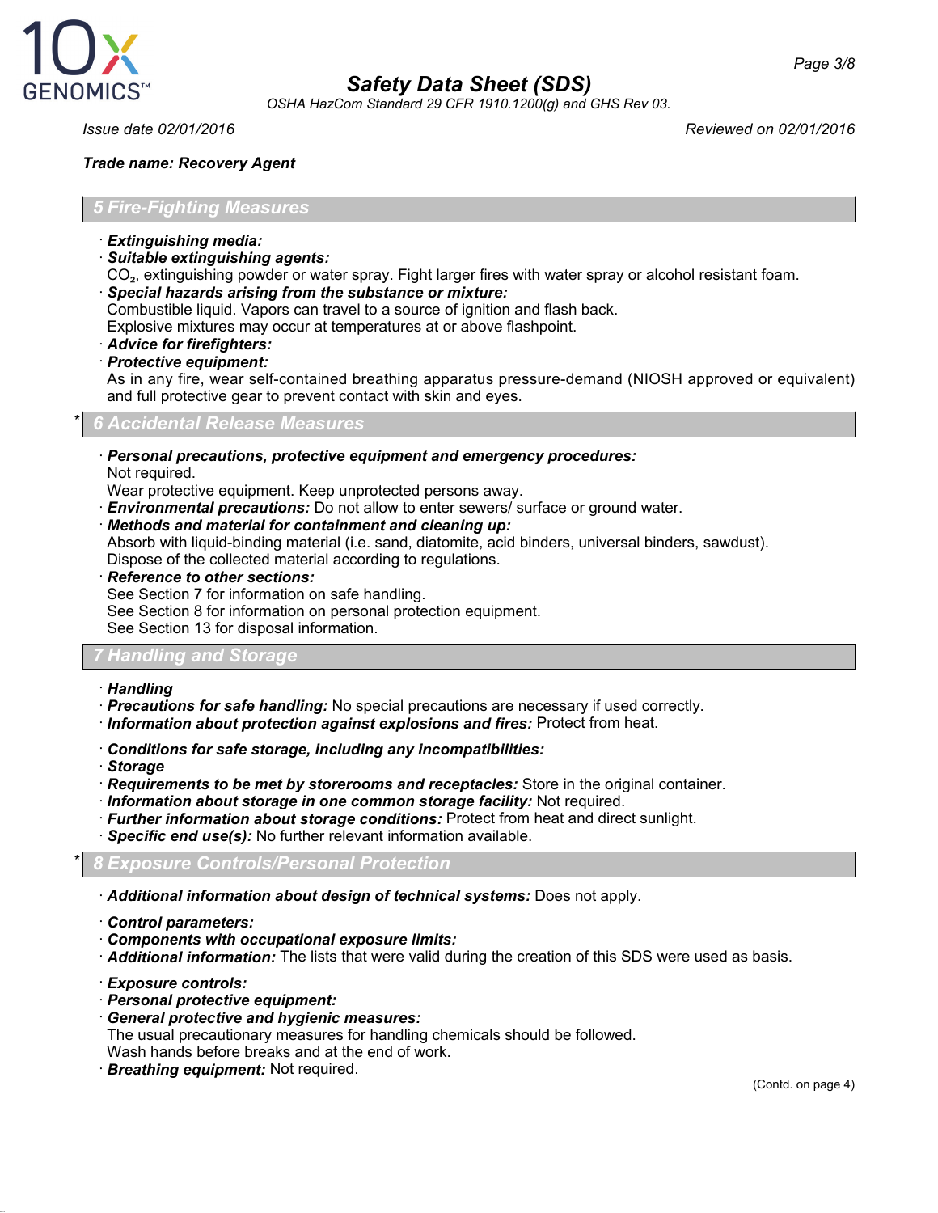*Trade name: Recovery Agent*

## 5 Fire-Fighting Measures

· ***Extinguishing media:***
· ***Suitable extinguishing agents:***
$CO_2$, extinguishing powder or water spray. Fight larger fires with water spray or alcohol resistant foam.
· ***Special hazards arising from the substance or mixture:***
Combustible liquid. Vapors can travel to a source of ignition and flash back.
Explosive mixtures may occur at temperatures at or above flashpoint.
· ***Advice for firefighters:***
· ***Protective equipment:***
As in any fire, wear self-contained breathing apparatus pressure-demand (NIOSH approved or equivalent) and full protective gear to prevent contact with skin and eyes.

## * 6 Accidental Release Measures

· ***Personal precautions, protective equipment and emergency procedures:***
Not required.
Wear protective equipment. Keep unprotected persons away.
· ***Environmental precautions:*** Do not allow to enter sewers/ surface or ground water.
· ***Methods and material for containment and cleaning up:***
Absorb with liquid-binding material (i.e. sand, diatomite, acid binders, universal binders, sawdust).
Dispose of the collected material according to regulations.
· ***Reference to other sections:***
See Section 7 for information on safe handling.
See Section 8 for information on personal protection equipment.
See Section 13 for disposal information.

## 7 Handling and Storage

· ***Handling***
· ***Precautions for safe handling:*** No special precautions are necessary if used correctly.
· ***Information about protection against explosions and fires:*** Protect from heat.

· ***Conditions for safe storage, including any incompatibilities:***
· ***Storage***
· ***Requirements to be met by storerooms and receptacles:*** Store in the original container.
· ***Information about storage in one common storage facility:*** Not required.
· ***Further information about storage conditions:*** Protect from heat and direct sunlight.
· ***Specific end use(s):*** No further relevant information available.

## * 8 Exposure Controls/Personal Protection

· ***Additional information about design of technical systems:*** Does not apply.

· ***Control parameters:***
· ***Components with occupational exposure limits:***
· ***Additional information:*** The lists that were valid during the creation of this SDS were used as basis.

· ***Exposure controls:***
· ***Personal protective equipment:***
· ***General protective and hygienic measures:***
The usual precautionary measures for handling chemicals should be followed.
Wash hands before breaks and at the end of work.
· ***Breathing equipment:*** Not required.

(Contd. on page 4)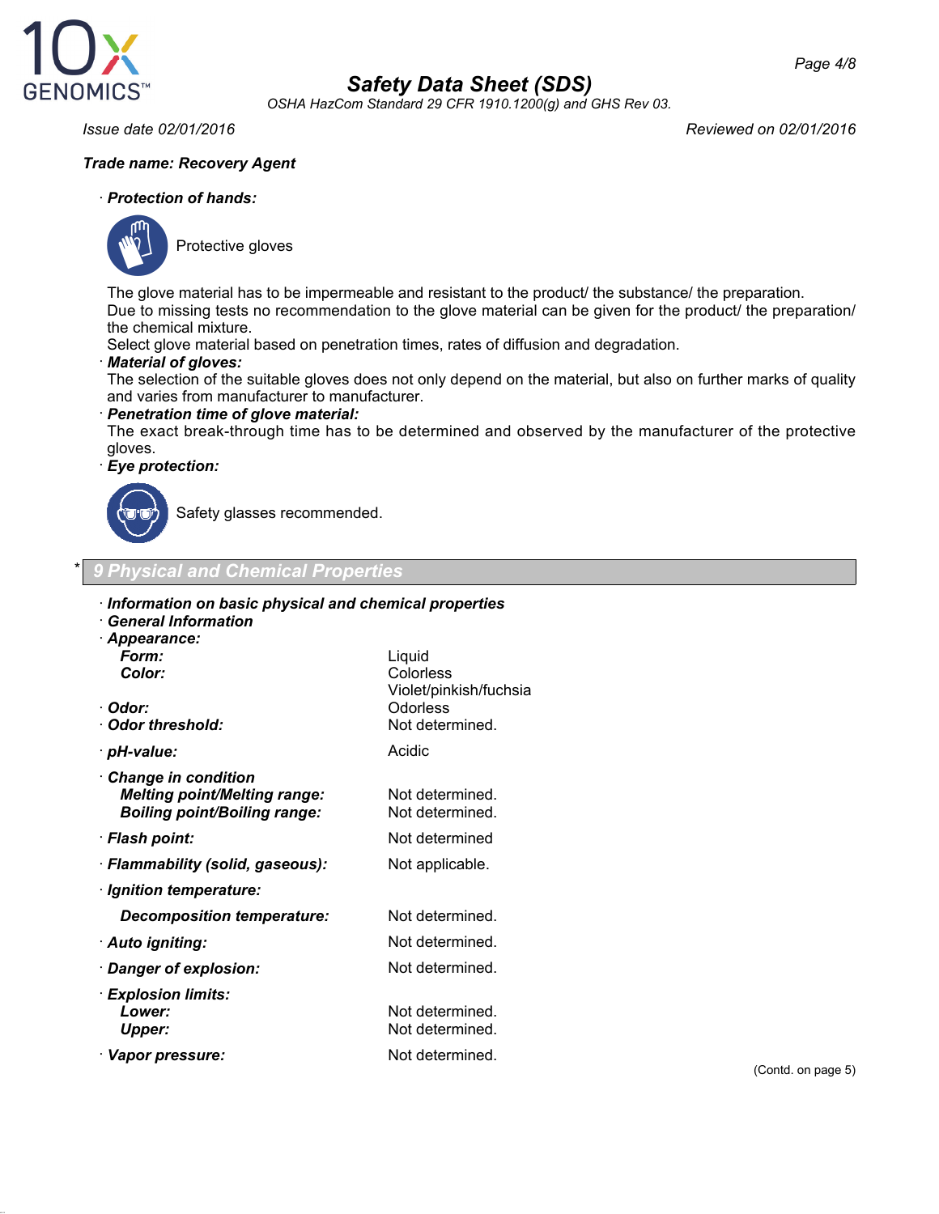Trade name: **Recovery Agent**

· **Protection of hands:**

Protective gloves

The glove material has to be impermeable and resistant to the product/ the substance/ the preparation.
Due to missing tests no recommendation to the glove material can be given for the product/ the preparation/ the chemical mixture.
Select glove material based on penetration times, rates of diffusion and degradation.

· **Material of gloves:**
The selection of the suitable gloves does not only depend on the material, but also on further marks of quality and varies from manufacturer to manufacturer.

· **Penetration time of glove material:**
The exact break-through time has to be determined and observed by the manufacturer of the protective gloves.

· **Eye protection:**

Safety glasses recommended.

## * 9 Physical and Chemical Properties

· **Information on basic physical and chemical properties**
· **General Information**
· **Appearance:**

| | |
|---|---|
| **Form:** | Liquid |
| **Color:** | Colorless<br>Violet/pinkish/fuchsia |
| · **Odor:** | Odorless |
| · **Odor threshold:** | Not determined. |
| · **pH-value:** | Acidic |
| · **Change in condition** | |
| **Melting point/Melting range:** | Not determined. |
| **Boiling point/Boiling range:** | Not determined. |
| · **Flash point:** | Not determined |
| · **Flammability (solid, gaseous):** | Not applicable. |
| · **Ignition temperature:** | |
| **Decomposition temperature:** | Not determined. |
| · **Auto igniting:** | Not determined. |
| · **Danger of explosion:** | Not determined. |
| · **Explosion limits:** | |
| **Lower:** | Not determined. |
| **Upper:** | Not determined. |
| · **Vapor pressure:** | Not determined. |

(Contd. on page 5)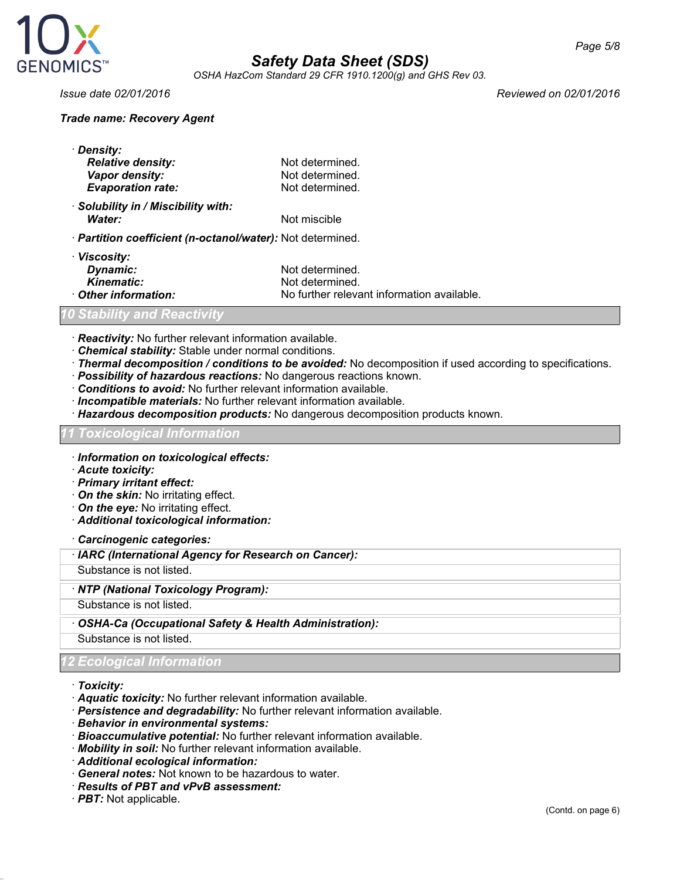Trade name: Recovery Agent

· **Density:**
  - **Relative density:** Not determined.
  - **Vapor density:** Not determined.
  - **Evaporation rate:** Not determined.

· **Solubility in / Miscibility with:**
  - **Water:** Not miscible

· **Partition coefficient (n-octanol/water):** Not determined.

· **Viscosity:**
  - **Dynamic:** Not determined.
  - **Kinematic:** Not determined.

· **Other information:** No further relevant information available.

## 10 Stability and Reactivity

· **Reactivity:** No further relevant information available.
· **Chemical stability:** Stable under normal conditions.
· **Thermal decomposition / conditions to be avoided:** No decomposition if used according to specifications.
· **Possibility of hazardous reactions:** No dangerous reactions known.
· **Conditions to avoid:** No further relevant information available.
· **Incompatible materials:** No further relevant information available.
· **Hazardous decomposition products:** No dangerous decomposition products known.

## 11 Toxicological Information

· **Information on toxicological effects:**
· **Acute toxicity:**
· **Primary irritant effect:**
· **On the skin:** No irritating effect.
· **On the eye:** No irritating effect.
· **Additional toxicological information:**

· **Carcinogenic categories:**

· **IARC (International Agency for Research on Cancer):**
Substance is not listed.

· **NTP (National Toxicology Program):**
Substance is not listed.

· **OSHA-Ca (Occupational Safety & Health Administration):**
Substance is not listed.

## 12 Ecological Information

· **Toxicity:**
· **Aquatic toxicity:** No further relevant information available.
· **Persistence and degradability:** No further relevant information available.
· **Behavior in environmental systems:**
· **Bioaccumulative potential:** No further relevant information available.
· **Mobility in soil:** No further relevant information available.
· **Additional ecological information:**
· **General notes:** Not known to be hazardous to water.
· **Results of PBT and vPvB assessment:**
· **PBT:** Not applicable.

(Contd. on page 6)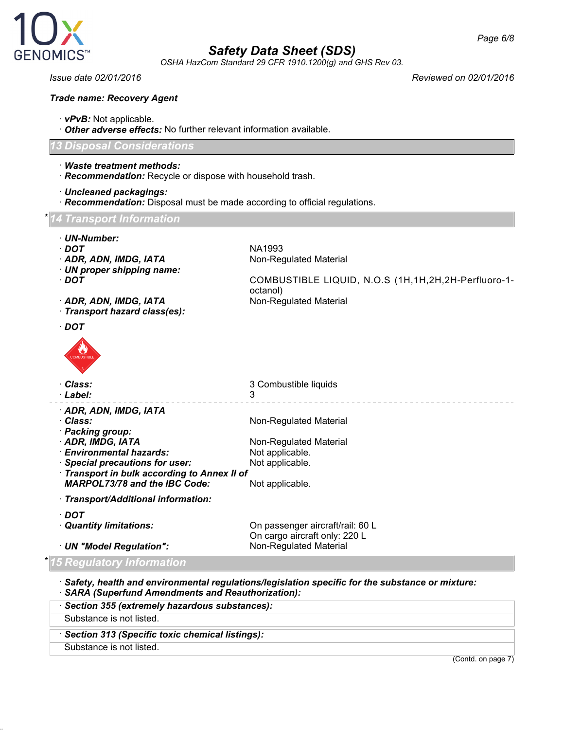**Trade name: Recovery Agent**

· ***vPvB:*** Not applicable.
· ***Other adverse effects:*** No further relevant information available.

## 13 Disposal Considerations

· ***Waste treatment methods:***
· ***Recommendation:*** Recycle or dispose with household trash.

· ***Uncleaned packagings:***
· ***Recommendation:*** Disposal must be made according to official regulations.

## * 14 Transport Information

| | |
|---|---|
| · ***UN-Number:*** | |
| · ***DOT*** | NA1993 |
| · ***ADR, ADN, IMDG, IATA*** | Non-Regulated Material |
| · ***UN proper shipping name:*** | |
| · ***DOT*** | COMBUSTIBLE LIQUID, N.O.S (1H,1H,2H,2H-Perfluoro-1-octanol) |
| · ***ADR, ADN, IMDG, IATA*** | Non-Regulated Material |
| · ***Transport hazard class(es):*** | |

· ***DOT***

| | |
|---|---|
| · ***Class:*** | 3 Combustible liquids |
| · ***Label:*** | 3 |

| | |
|---|---|
| · ***ADR, ADN, IMDG, IATA*** | |
| · ***Class:*** | Non-Regulated Material |
| · ***Packing group:*** | |
| · ***ADR, IMDG, IATA*** | Non-Regulated Material |
| · ***Environmental hazards:*** | Not applicable. |
| · ***Special precautions for user:*** | Not applicable. |
| · ***Transport in bulk according to Annex II of MARPOL73/78 and the IBC Code:*** | Not applicable. |

· ***Transport/Additional information:***

| | |
|---|---|
| · ***DOT*** | |
| · ***Quantity limitations:*** | On passenger aircraft/rail: 60 L<br>On cargo aircraft only: 220 L |
| · ***UN "Model Regulation":*** | Non-Regulated Material |

## * 15 Regulatory Information

· ***Safety, health and environmental regulations/legislation specific for the substance or mixture:***
· ***SARA (Superfund Amendments and Reauthorization):***

| · ***Section 355 (extremely hazardous substances):*** |
|---|
| Substance is not listed. |

| · ***Section 313 (Specific toxic chemical listings):*** |
|---|
| Substance is not listed. |

(Contd. on page 7)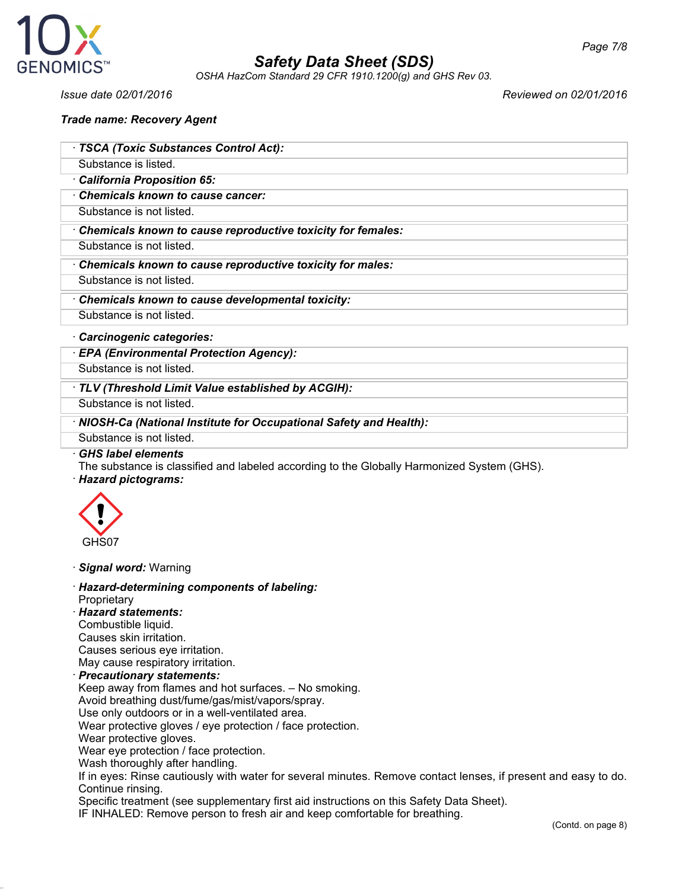**Trade name: Recovery Agent**

| · **TSCA (Toxic Substances Control Act):** |
|---|
| Substance is listed. |

· **California Proposition 65:**

| · **Chemicals known to cause cancer:** |
|---|
| Substance is not listed. |

| · **Chemicals known to cause reproductive toxicity for females:** |
|---|
| Substance is not listed. |

| · **Chemicals known to cause reproductive toxicity for males:** |
|---|
| Substance is not listed. |

| · **Chemicals known to cause developmental toxicity:** |
|---|
| Substance is not listed. |

· **Carcinogenic categories:**

| · **EPA (Environmental Protection Agency):** |
|---|
| Substance is not listed. |

| · **TLV (Threshold Limit Value established by ACGIH):** |
|---|
| Substance is not listed. |

| · **NIOSH-Ca (National Institute for Occupational Safety and Health):** |
|---|
| Substance is not listed. |

· **GHS label elements**
The substance is classified and labeled according to the Globally Harmonized System (GHS).

· **Hazard pictograms:**

GHS07

· **Signal word:** Warning

· **Hazard-determining components of labeling:**
Proprietary

· **Hazard statements:**
Combustible liquid.
Causes skin irritation.
Causes serious eye irritation.
May cause respiratory irritation.

· **Precautionary statements:**
Keep away from flames and hot surfaces. – No smoking.
Avoid breathing dust/fume/gas/mist/vapors/spray.
Use only outdoors or in a well-ventilated area.
Wear protective gloves / eye protection / face protection.
Wear protective gloves.
Wear eye protection / face protection.
Wash thoroughly after handling.
If in eyes: Rinse cautiously with water for several minutes. Remove contact lenses, if present and easy to do. Continue rinsing.
Specific treatment (see supplementary first aid instructions on this Safety Data Sheet).
IF INHALED: Remove person to fresh air and keep comfortable for breathing.

(Contd. on page 8)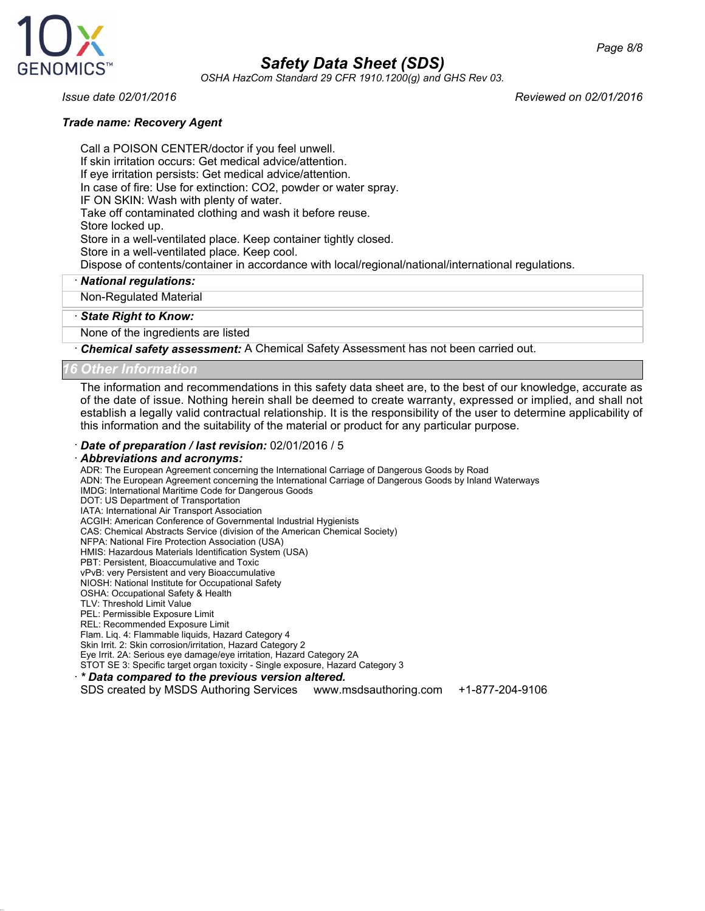Trade name: Recovery Agent

Call a POISON CENTER/doctor if you feel unwell.
If skin irritation occurs: Get medical advice/attention.
If eye irritation persists: Get medical advice/attention.
In case of fire: Use for extinction: $CO_2$, powder or water spray.
IF ON SKIN: Wash with plenty of water.
Take off contaminated clothing and wash it before reuse.
Store locked up.
Store in a well-ventilated place. Keep container tightly closed.
Store in a well-ventilated place. Keep cool.
Dispose of contents/container in accordance with local/regional/national/international regulations.

· **National regulations:**
Non-Regulated Material

· **State Right to Know:**
None of the ingredients are listed

· **Chemical safety assessment:** A Chemical Safety Assessment has not been carried out.

## 16 Other Information

The information and recommendations in this safety data sheet are, to the best of our knowledge, accurate as of the date of issue. Nothing herein shall be deemed to create warranty, expressed or implied, and shall not establish a legally valid contractual relationship. It is the responsibility of the user to determine applicability of this information and the suitability of the material or product for any particular purpose.

· **Date of preparation / last revision:** 02/01/2016 / 5

· **Abbreviations and acronyms:**
ADR: The European Agreement concerning the International Carriage of Dangerous Goods by Road
ADN: The European Agreement concerning the International Carriage of Dangerous Goods by Inland Waterways
IMDG: International Maritime Code for Dangerous Goods
DOT: US Department of Transportation
IATA: International Air Transport Association
ACGIH: American Conference of Governmental Industrial Hygienists
CAS: Chemical Abstracts Service (division of the American Chemical Society)
NFPA: National Fire Protection Association (USA)
HMIS: Hazardous Materials Identification System (USA)
PBT: Persistent, Bioaccumulative and Toxic
vPvB: very Persistent and very Bioaccumulative
NIOSH: National Institute for Occupational Safety
OSHA: Occupational Safety & Health
TLV: Threshold Limit Value
PEL: Permissible Exposure Limit
REL: Recommended Exposure Limit
Flam. Liq. 4: Flammable liquids, Hazard Category 4
Skin Irrit. 2: Skin corrosion/irritation, Hazard Category 2
Eye Irrit. 2A: Serious eye damage/eye irritation, Hazard Category 2A
STOT SE 3: Specific target organ toxicity - Single exposure, Hazard Category 3

· ***\* Data compared to the previous version altered.***
SDS created by MSDS Authoring Services www.msdsauthoring.com +1-877-204-9106